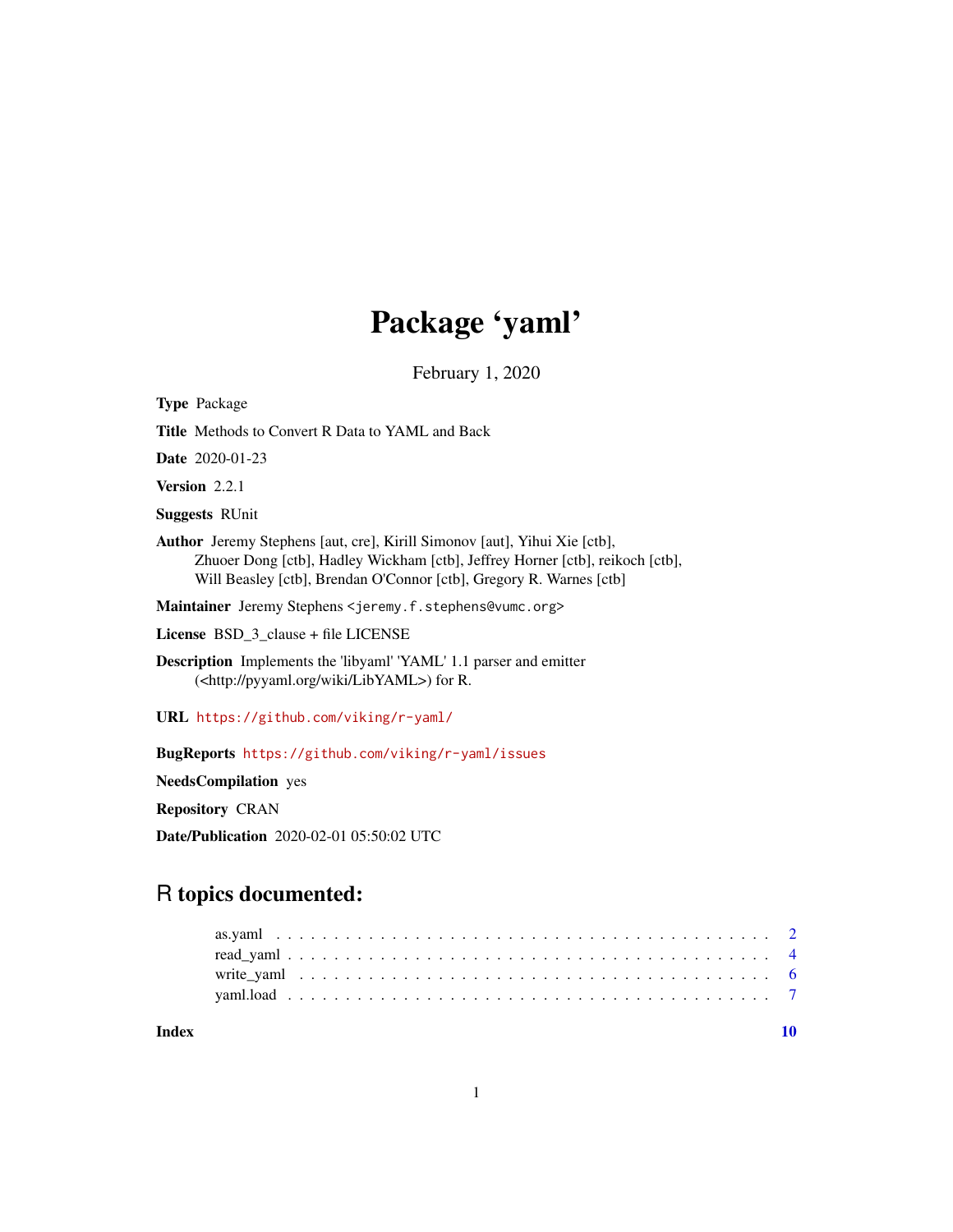# Package 'yaml'

February 1, 2020

**Type** Package

**Title** Methods to Convert R Data to YAML and Back

**Date** 2020-01-23

**Version** 2.2.1

**Suggests** RUnit

**Author** Jeremy Stephens [aut, cre], Kirill Simonov [aut], Yihui Xie [ctb], Zhuoer Dong [ctb], Hadley Wickham [ctb], Jeffrey Horner [ctb], reikoch [ctb], Will Beasley [ctb], Brendan O'Connor [ctb], Gregory R. Warnes [ctb]

**Maintainer** Jeremy Stephens <jeremy.f.stephens@vumc.org>

**License** BSD_3_clause + file LICENSE

**Description** Implements the 'libyaml' 'YAML' 1.1 parser and emitter (<http://pyyaml.org/wiki/LibYAML>) for R.

**URL** https://github.com/viking/r-yaml/

**BugReports** https://github.com/viking/r-yaml/issues

**NeedsCompilation** yes

**Repository** CRAN

**Date/Publication** 2020-02-01 05:50:02 UTC

## R topics documented:

| | |
|---|---|
| as.yaml | 2 |
| read_yaml | 4 |
| write_yaml | 6 |
| yaml.load | 7 |
| **Index** | **10** |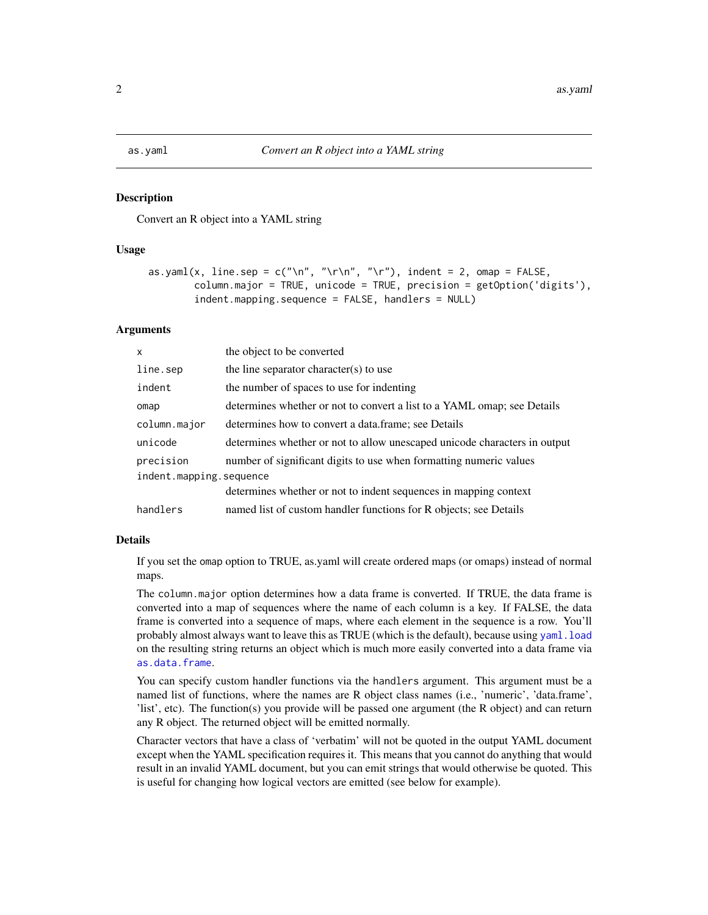as.yaml — *Convert an R object into a YAML string*

## Description

Convert an R object into a YAML string

## Usage

```
as.yaml(x, line.sep = c("\n", "\r\n", "\r"), indent = 2, omap = FALSE,
        column.major = TRUE, unicode = TRUE, precision = getOption('digits'),
        indent.mapping.sequence = FALSE, handlers = NULL)
```

## Arguments

| Argument | Description |
|---|---|
| `x` | the object to be converted |
| `line.sep` | the line separator character(s) to use |
| `indent` | the number of spaces to use for indenting |
| `omap` | determines whether or not to convert a list to a YAML omap; see Details |
| `column.major` | determines how to convert a data.frame; see Details |
| `unicode` | determines whether or not to allow unescaped unicode characters in output |
| `precision` | number of significant digits to use when formatting numeric values |
| `indent.mapping.sequence` | determines whether or not to indent sequences in mapping context |
| `handlers` | named list of custom handler functions for R objects; see Details |

## Details

If you set the omap option to TRUE, as.yaml will create ordered maps (or omaps) instead of normal maps.

The `column.major` option determines how a data frame is converted. If TRUE, the data frame is converted into a map of sequences where the name of each column is a key. If FALSE, the data frame is converted into a sequence of maps, where each element in the sequence is a row. You'll probably almost always want to leave this as TRUE (which is the default), because using `yaml.load` on the resulting string returns an object which is much more easily converted into a data frame via `as.data.frame`.

You can specify custom handler functions via the `handlers` argument. This argument must be a named list of functions, where the names are R object class names (i.e., 'numeric', 'data.frame', 'list', etc). The function(s) you provide will be passed one argument (the R object) and can return any R object. The returned object will be emitted normally.

Character vectors that have a class of 'verbatim' will not be quoted in the output YAML document except when the YAML specification requires it. This means that you cannot do anything that would result in an invalid YAML document, but you can emit strings that would otherwise be quoted. This is useful for changing how logical vectors are emitted (see below for example).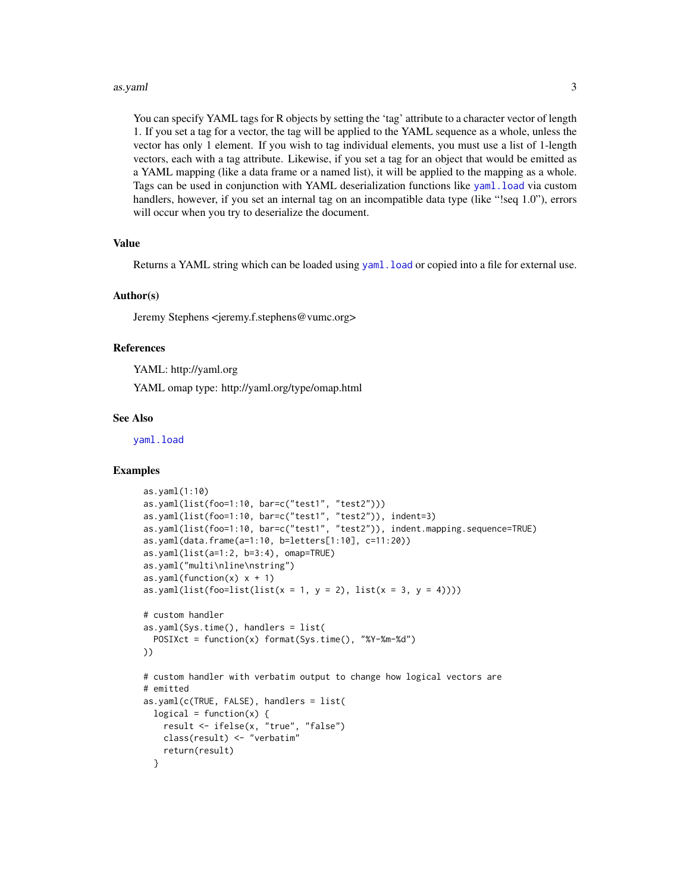You can specify YAML tags for R objects by setting the 'tag' attribute to a character vector of length 1. If you set a tag for a vector, the tag will be applied to the YAML sequence as a whole, unless the vector has only 1 element. If you wish to tag individual elements, you must use a list of 1-length vectors, each with a tag attribute. Likewise, if you set a tag for an object that would be emitted as a YAML mapping (like a data frame or a named list), it will be applied to the mapping as a whole. Tags can be used in conjunction with YAML deserialization functions like `yaml.load` via custom handlers, however, if you set an internal tag on an incompatible data type (like "!seq 1.0"), errors will occur when you try to deserialize the document.

### Value

Returns a YAML string which can be loaded using `yaml.load` or copied into a file for external use.

### Author(s)

Jeremy Stephens <jeremy.f.stephens@vumc.org>

### References

YAML: http://yaml.org

YAML omap type: http://yaml.org/type/omap.html

### See Also

`yaml.load`

### Examples

```
as.yaml(1:10)
as.yaml(list(foo=1:10, bar=c("test1", "test2")))
as.yaml(list(foo=1:10, bar=c("test1", "test2")), indent=3)
as.yaml(list(foo=1:10, bar=c("test1", "test2")), indent.mapping.sequence=TRUE)
as.yaml(data.frame(a=1:10, b=letters[1:10], c=11:20))
as.yaml(list(a=1:2, b=3:4), omap=TRUE)
as.yaml("multi\nline\nstring")
as.yaml(function(x) x + 1)
as.yaml(list(foo=list(list(x = 1, y = 2), list(x = 3, y = 4))))

# custom handler
as.yaml(Sys.time(), handlers = list(
  POSIXct = function(x) format(Sys.time(), "%Y-%m-%d")
))

# custom handler with verbatim output to change how logical vectors are
# emitted
as.yaml(c(TRUE, FALSE), handlers = list(
  logical = function(x) {
    result <- ifelse(x, "true", "false")
    class(result) <- "verbatim"
    return(result)
  }
```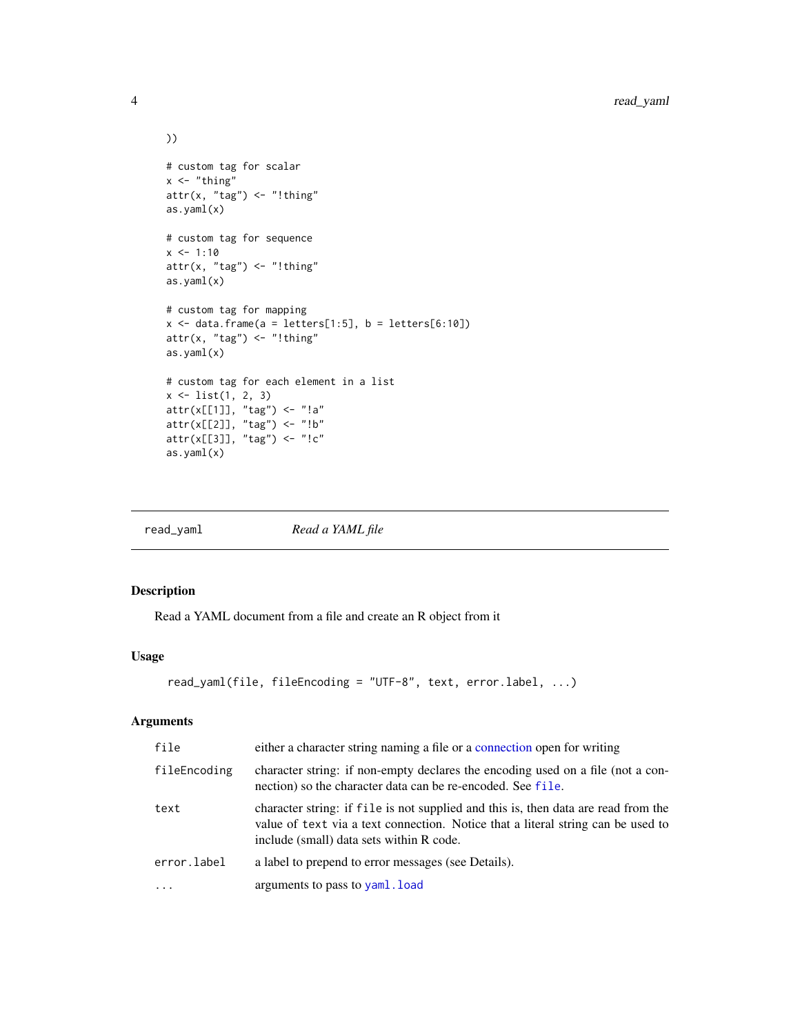```
))

# custom tag for scalar
x <- "thing"
attr(x, "tag") <- "!thing"
as.yaml(x)

# custom tag for sequence
x <- 1:10
attr(x, "tag") <- "!thing"
as.yaml(x)

# custom tag for mapping
x <- data.frame(a = letters[1:5], b = letters[6:10])
attr(x, "tag") <- "!thing"
as.yaml(x)

# custom tag for each element in a list
x <- list(1, 2, 3)
attr(x[[1]], "tag") <- "!a"
attr(x[[2]], "tag") <- "!b"
attr(x[[3]], "tag") <- "!c"
as.yaml(x)
```

## read_yaml — *Read a YAML file*

### Description

Read a YAML document from a file and create an R object from it

### Usage

```
read_yaml(file, fileEncoding = "UTF-8", text, error.label, ...)
```

### Arguments

| | |
|---|---|
| `file` | either a character string naming a file or a connection open for writing |
| `fileEncoding` | character string: if non-empty declares the encoding used on a file (not a connection) so the character data can be re-encoded. See `file`. |
| `text` | character string: if `file` is not supplied and this is, then data are read from the value of `text` via a text connection. Notice that a literal string can be used to include (small) data sets within R code. |
| `error.label` | a label to prepend to error messages (see Details). |
| `...` | arguments to pass to `yaml.load` |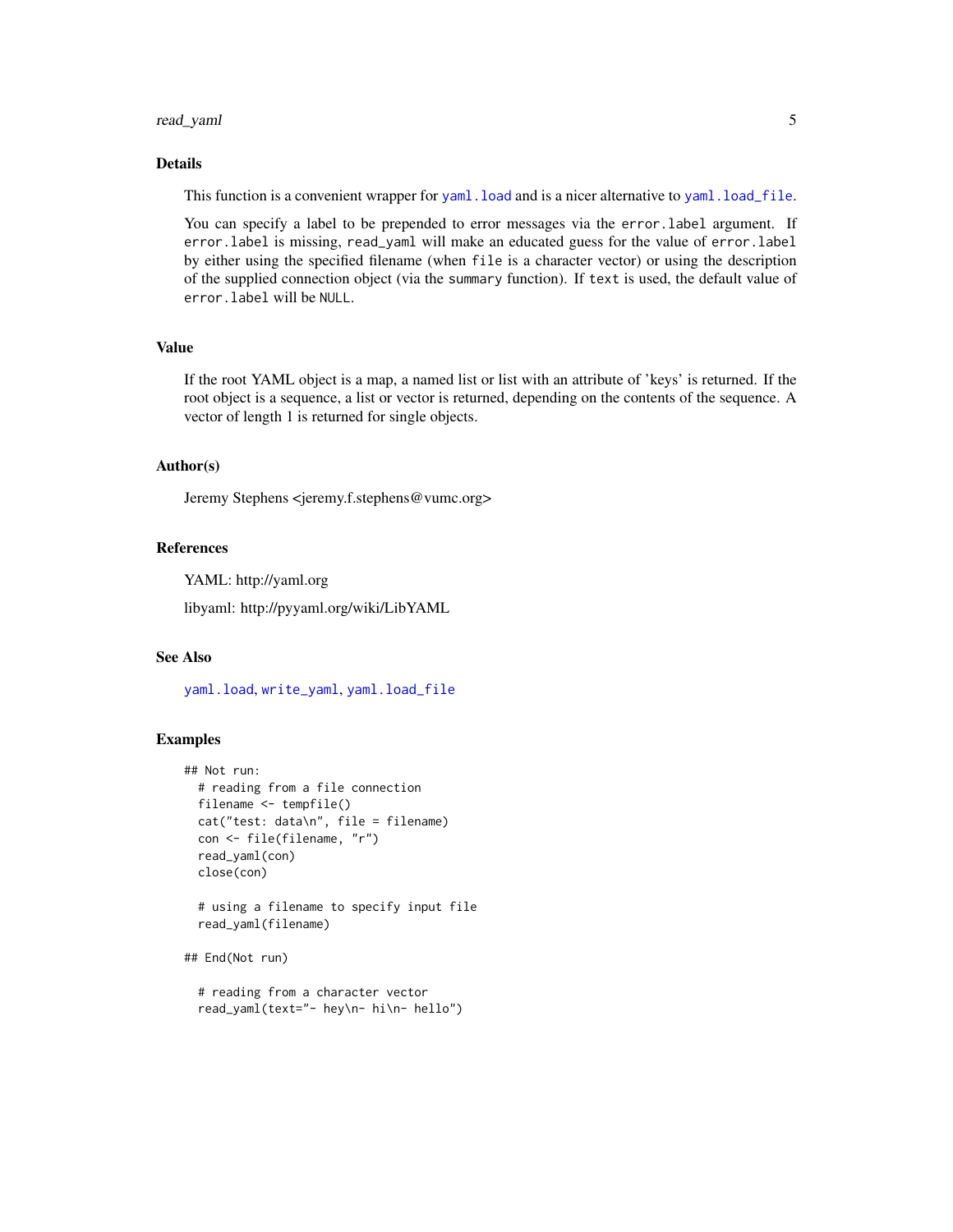## Details

This function is a convenient wrapper for `yaml.load` and is a nicer alternative to `yaml.load_file`.

You can specify a label to be prepended to error messages via the `error.label` argument. If `error.label` is missing, `read_yaml` will make an educated guess for the value of `error.label` by either using the specified filename (when `file` is a character vector) or using the description of the supplied connection object (via the `summary` function). If `text` is used, the default value of `error.label` will be `NULL`.

## Value

If the root YAML object is a map, a named list or list with an attribute of 'keys' is returned. If the root object is a sequence, a list or vector is returned, depending on the contents of the sequence. A vector of length 1 is returned for single objects.

## Author(s)

Jeremy Stephens <jeremy.f.stephens@vumc.org>

## References

YAML: http://yaml.org

libyaml: http://pyyaml.org/wiki/LibYAML

## See Also

`yaml.load`, `write_yaml`, `yaml.load_file`

## Examples

```
## Not run:
  # reading from a file connection
  filename <- tempfile()
  cat("test: data\n", file = filename)
  con <- file(filename, "r")
  read_yaml(con)
  close(con)

  # using a filename to specify input file
  read_yaml(filename)

## End(Not run)

  # reading from a character vector
  read_yaml(text="- hey\n- hi\n- hello")
```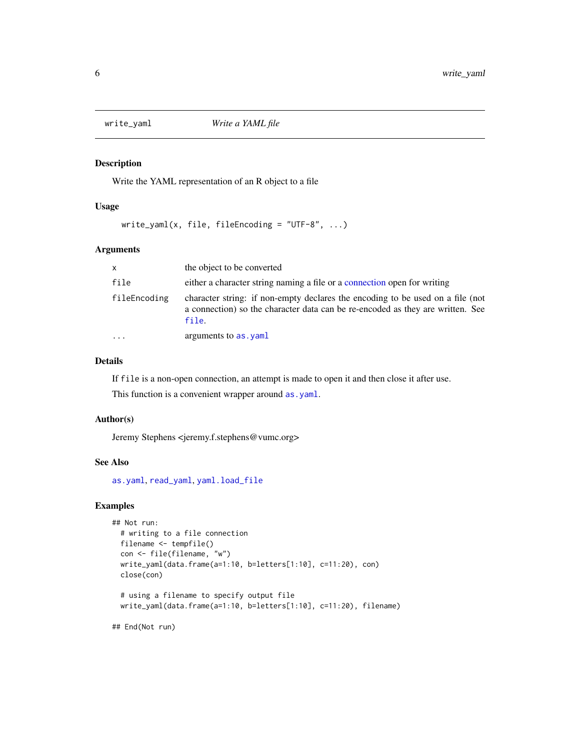# write_yaml — *Write a YAML file*

## Description

Write the YAML representation of an R object to a file

## Usage

```
write_yaml(x, file, fileEncoding = "UTF-8", ...)
```

## Arguments

| | |
|---|---|
| `x` | the object to be converted |
| `file` | either a character string naming a file or a connection open for writing |
| `fileEncoding` | character string: if non-empty declares the encoding to be used on a file (not a connection) so the character data can be re-encoded as they are written. See `file`. |
| `...` | arguments to `as.yaml` |

## Details

If `file` is a non-open connection, an attempt is made to open it and then close it after use.

This function is a convenient wrapper around `as.yaml`.

## Author(s)

Jeremy Stephens <jeremy.f.stephens@vumc.org>

## See Also

`as.yaml`, `read_yaml`, `yaml.load_file`

## Examples

```
## Not run:
  # writing to a file connection
  filename <- tempfile()
  con <- file(filename, "w")
  write_yaml(data.frame(a=1:10, b=letters[1:10], c=11:20), con)
  close(con)

  # using a filename to specify output file
  write_yaml(data.frame(a=1:10, b=letters[1:10], c=11:20), filename)

## End(Not run)
```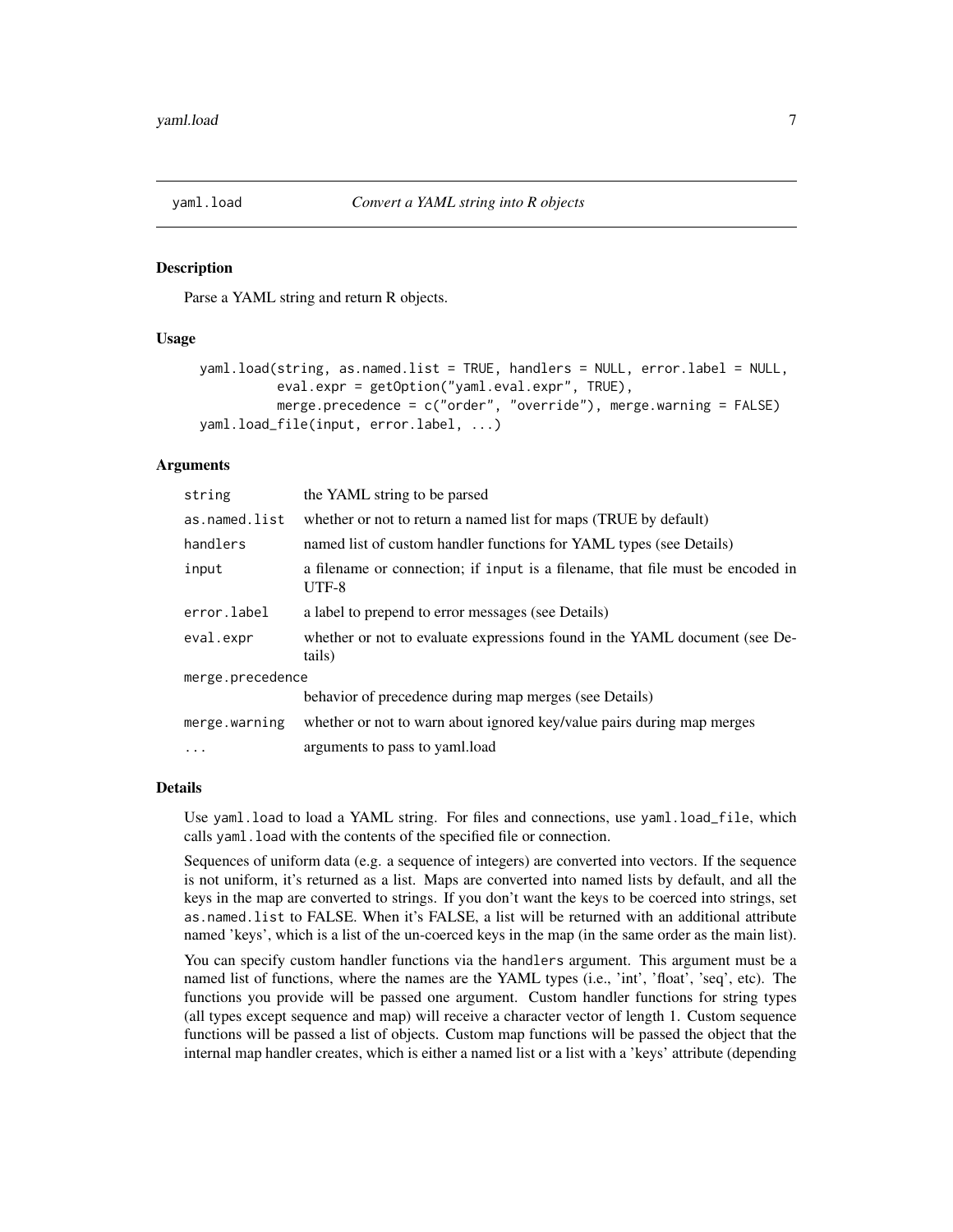# yaml.load — *Convert a YAML string into R objects*

## Description

Parse a YAML string and return R objects.

## Usage

```
yaml.load(string, as.named.list = TRUE, handlers = NULL, error.label = NULL,
          eval.expr = getOption("yaml.eval.expr", TRUE),
          merge.precedence = c("order", "override"), merge.warning = FALSE)
yaml.load_file(input, error.label, ...)
```

## Arguments

| Argument | Description |
|---|---|
| `string` | the YAML string to be parsed |
| `as.named.list` | whether or not to return a named list for maps (TRUE by default) |
| `handlers` | named list of custom handler functions for YAML types (see Details) |
| `input` | a filename or connection; if `input` is a filename, that file must be encoded in UTF-8 |
| `error.label` | a label to prepend to error messages (see Details) |
| `eval.expr` | whether or not to evaluate expressions found in the YAML document (see Details) |
| `merge.precedence` | behavior of precedence during map merges (see Details) |
| `merge.warning` | whether or not to warn about ignored key/value pairs during map merges |
| `...` | arguments to pass to yaml.load |

## Details

Use `yaml.load` to load a YAML string. For files and connections, use `yaml.load_file`, which calls `yaml.load` with the contents of the specified file or connection.

Sequences of uniform data (e.g. a sequence of integers) are converted into vectors. If the sequence is not uniform, it's returned as a list. Maps are converted into named lists by default, and all the keys in the map are converted to strings. If you don't want the keys to be coerced into strings, set `as.named.list` to FALSE. When it's FALSE, a list will be returned with an additional attribute named 'keys', which is a list of the un-coerced keys in the map (in the same order as the main list).

You can specify custom handler functions via the `handlers` argument. This argument must be a named list of functions, where the names are the YAML types (i.e., 'int', 'float', 'seq', etc). The functions you provide will be passed one argument. Custom handler functions for string types (all types except sequence and map) will receive a character vector of length 1. Custom sequence functions will be passed a list of objects. Custom map functions will be passed the object that the internal map handler creates, which is either a named list or a list with a 'keys' attribute (depending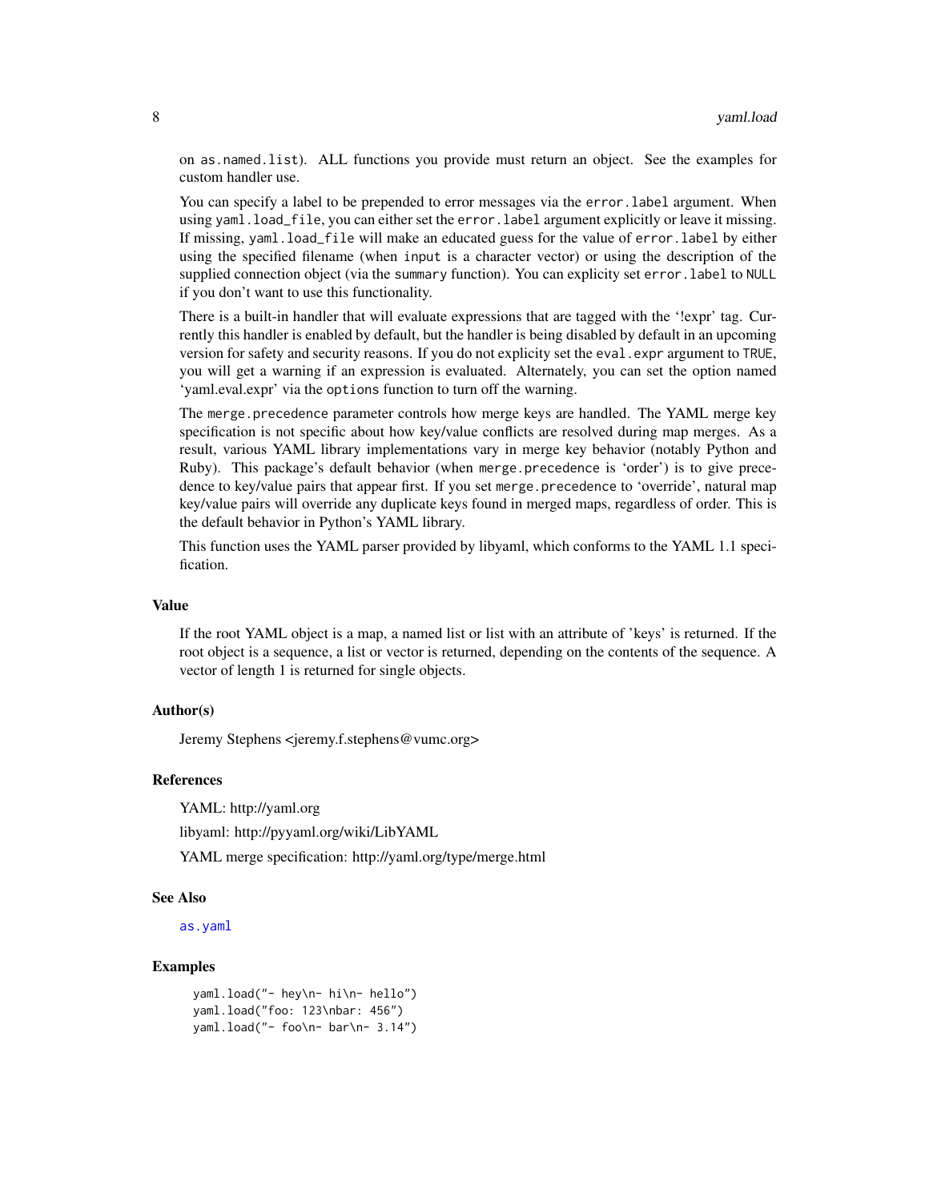on `as.named.list`). ALL functions you provide must return an object. See the examples for custom handler use.

You can specify a label to be prepended to error messages via the `error.label` argument. When using `yaml.load_file`, you can either set the `error.label` argument explicitly or leave it missing. If missing, `yaml.load_file` will make an educated guess for the value of `error.label` by either using the specified filename (when `input` is a character vector) or using the description of the supplied connection object (via the `summary` function). You can explicity set `error.label` to `NULL` if you don't want to use this functionality.

There is a built-in handler that will evaluate expressions that are tagged with the '!expr' tag. Currently this handler is enabled by default, but the handler is being disabled by default in an upcoming version for safety and security reasons. If you do not explicity set the `eval.expr` argument to `TRUE`, you will get a warning if an expression is evaluated. Alternately, you can set the option named 'yaml.eval.expr' via the `options` function to turn off the warning.

The `merge.precedence` parameter controls how merge keys are handled. The YAML merge key specification is not specific about how key/value conflicts are resolved during map merges. As a result, various YAML library implementations vary in merge key behavior (notably Python and Ruby). This package's default behavior (when `merge.precedence` is 'order') is to give precedence to key/value pairs that appear first. If you set `merge.precedence` to 'override', natural map key/value pairs will override any duplicate keys found in merged maps, regardless of order. This is the default behavior in Python's YAML library.

This function uses the YAML parser provided by libyaml, which conforms to the YAML 1.1 specification.

### Value

If the root YAML object is a map, a named list or list with an attribute of 'keys' is returned. If the root object is a sequence, a list or vector is returned, depending on the contents of the sequence. A vector of length 1 is returned for single objects.

### Author(s)

Jeremy Stephens <jeremy.f.stephens@vumc.org>

### References

YAML: http://yaml.org

libyaml: http://pyyaml.org/wiki/LibYAML

YAML merge specification: http://yaml.org/type/merge.html

### See Also

`as.yaml`

### Examples

```
yaml.load("- hey\n- hi\n- hello")
yaml.load("foo: 123\nbar: 456")
yaml.load("- foo\n- bar\n- 3.14")
```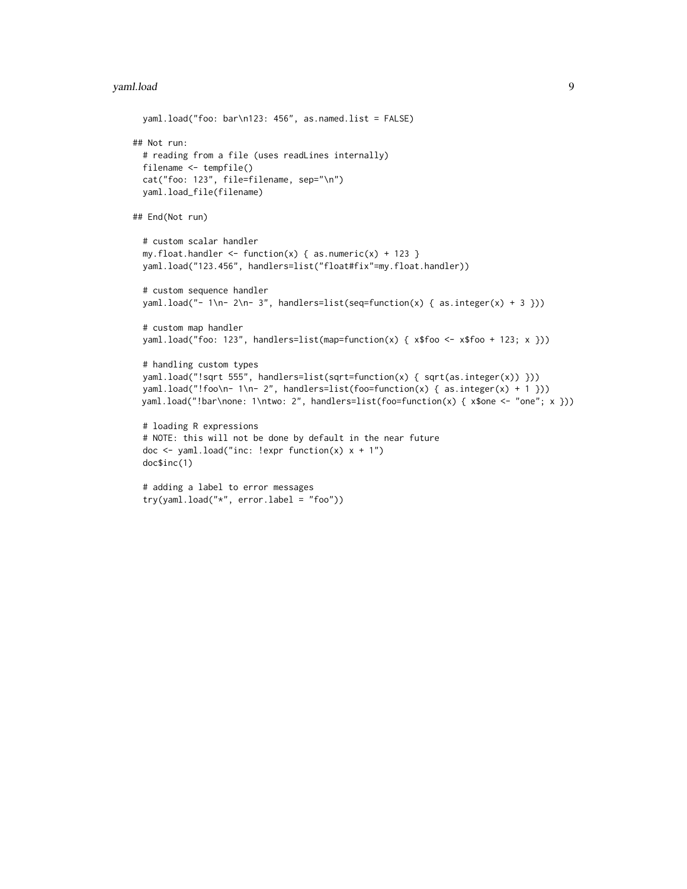```
  yaml.load("foo: bar\n123: 456", as.named.list = FALSE)

## Not run:
  # reading from a file (uses readLines internally)
  filename <- tempfile()
  cat("foo: 123", file=filename, sep="\n")
  yaml.load_file(filename)

## End(Not run)

  # custom scalar handler
  my.float.handler <- function(x) { as.numeric(x) + 123 }
  yaml.load("123.456", handlers=list("float#fix"=my.float.handler))

  # custom sequence handler
  yaml.load("- 1\n- 2\n- 3", handlers=list(seq=function(x) { as.integer(x) + 3 }))

  # custom map handler
  yaml.load("foo: 123", handlers=list(map=function(x) { x$foo <- x$foo + 123; x }))

  # handling custom types
  yaml.load("!sqrt 555", handlers=list(sqrt=function(x) { sqrt(as.integer(x)) }))
  yaml.load("!foo\n- 1\n- 2", handlers=list(foo=function(x) { as.integer(x) + 1 }))
  yaml.load("!bar\none: 1\ntwo: 2", handlers=list(foo=function(x) { x$one <- "one"; x }))

  # loading R expressions
  # NOTE: this will not be done by default in the near future
  doc <- yaml.load("inc: !expr function(x) x + 1")
  doc$inc(1)

  # adding a label to error messages
  try(yaml.load("*", error.label = "foo"))
```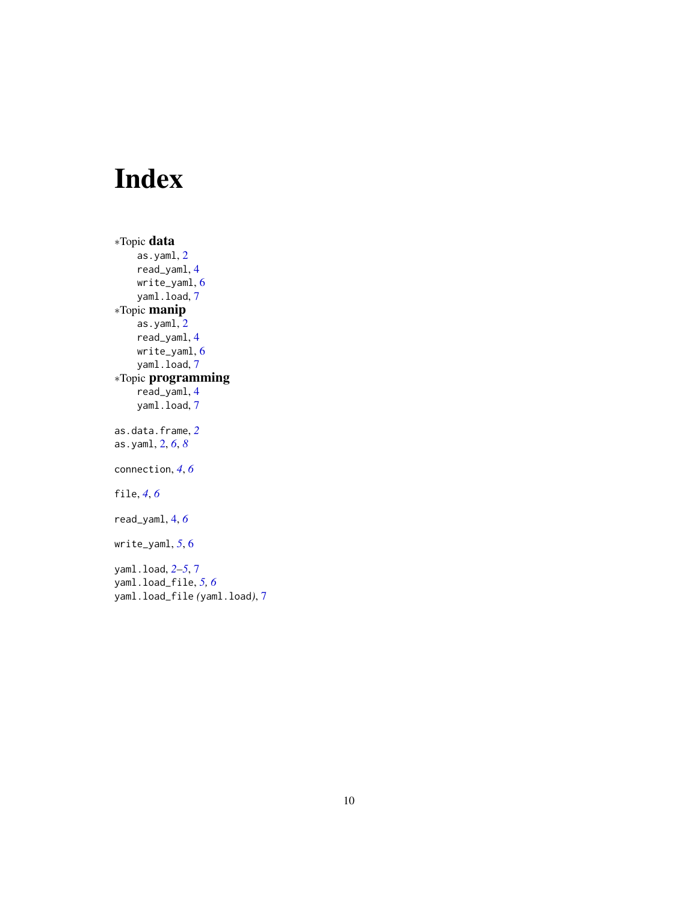# Index

∗Topic **data**

- as.yaml, 2
- read_yaml, 4
- write_yaml, 6
- yaml.load, 7

∗Topic **manip**

- as.yaml, 2
- read_yaml, 4
- write_yaml, 6
- yaml.load, 7

∗Topic **programming**

- read_yaml, 4
- yaml.load, 7

as.data.frame, *2*
as.yaml, 2, *6*, *8*

connection, *4*, *6*

file, *4*, *6*

read_yaml, 4, *6*

write_yaml, *5*, 6

yaml.load, *2–5*, 7
yaml.load_file, *5, 6*
yaml.load_file *(*yaml.load*)*, 7